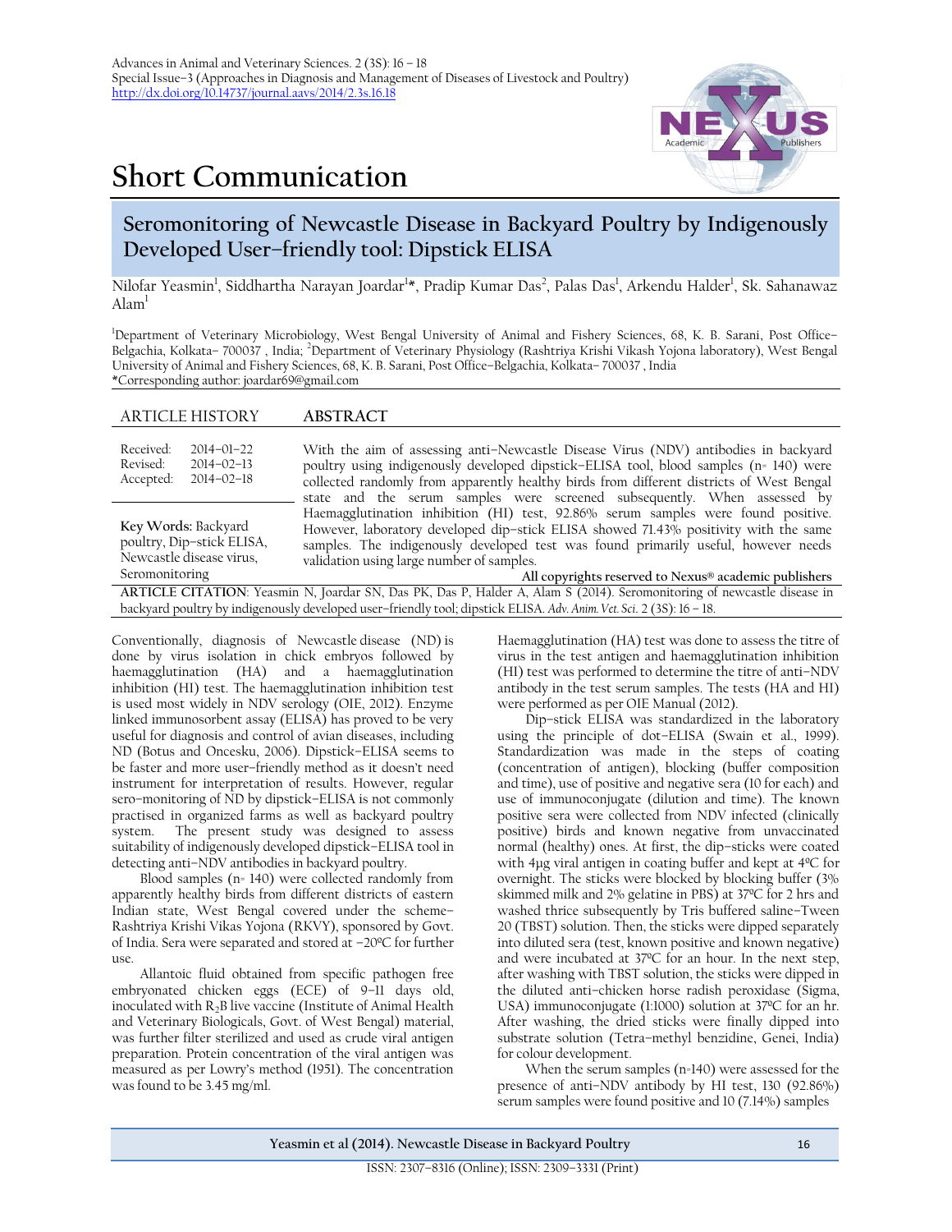# Short Communication

## Seromonitoring of Newcastle Disease in Backyard Poultry by Indigenously Developed User–friendly tool: Dipstick ELISA

Nilofar Yeasmin[1], Siddhartha Narayan Joardar[1]*, Pradip Kumar Das[2], Palas Das[1], Arkendu Halder[1], Sk. Sahanawaz Alam[1]

[1]Department of Veterinary Microbiology, West Bengal University of Animal and Fishery Sciences, 68, K. B. Sarani, Post Office–Belgachia, Kolkata– 700037 , India; [2]Department of Veterinary Physiology (Rashtriya Krishi Vikash Yojona laboratory), West Bengal University of Animal and Fishery Sciences, 68, K. B. Sarani, Post Office–Belgachia, Kolkata– 700037 , India

*Corresponding author: joardar69@gmail.com

**ARTICLE HISTORY**

Received: 2014–01–22
Revised: 2014–02–13
Accepted: 2014–02–18

**Key Words:** Backyard poultry, Dip–stick ELISA, Newcastle disease virus, Seromonitoring

**ABSTRACT**

With the aim of assessing anti–Newcastle Disease Virus (NDV) antibodies in backyard poultry using indigenously developed dipstick–ELISA tool, blood samples (n= 140) were collected randomly from apparently healthy birds from different districts of West Bengal state and the serum samples were screened subsequently. When assessed by Haemagglutination inhibition (HI) test, 92.86% serum samples were found positive. However, laboratory developed dip–stick ELISA showed 71.43% positivity with the same samples. The indigenously developed test was found primarily useful, however needs validation using large number of samples.

All copyrights reserved to Nexus® academic publishers

**ARTICLE CITATION**: Yeasmin N, Joardar SN, Das PK, Das P, Halder A, Alam S (2014). Seromonitoring of newcastle disease in backyard poultry by indigenously developed user–friendly tool; dipstick ELISA. *Adv. Anim. Vet. Sci.* 2 (3S): 16 – 18.

Conventionally, diagnosis of Newcastle disease (ND) is done by virus isolation in chick embryos followed by haemagglutination (HA) and a haemagglutination inhibition (HI) test. The haemagglutination inhibition test is used most widely in NDV serology (OIE, 2012). Enzyme linked immunosorbent assay (ELISA) has proved to be very useful for diagnosis and control of avian diseases, including ND (Botus and Oncescu, 2006). Dipstick–ELISA seems to be faster and more user–friendly method as it doesn't need instrument for interpretation of results. However, regular sero–monitoring of ND by dipstick–ELISA is not commonly practised in organized farms as well as backyard poultry system. The present study was designed to assess suitability of indigenously developed dipstick–ELISA tool in detecting anti–NDV antibodies in backyard poultry.

Blood samples (n= 140) were collected randomly from apparently healthy birds from different districts of eastern Indian state, West Bengal covered under the scheme– Rashtriya Krishi Vikas Yojona (RKVY), sponsored by Govt. of India. Sera were separated and stored at −20ºC for further use.

Allantoic fluid obtained from specific pathogen free embryonated chicken eggs (ECE) of 9–11 days old, inoculated with $R_2B$ live vaccine (Institute of Animal Health and Veterinary Biologicals, Govt. of West Bengal) material, was further filter sterilized and used as crude viral antigen preparation. Protein concentration of the viral antigen was measured as per Lowry's method (1951). The concentration was found to be 3.45 mg/ml.

Haemagglutination (HA) test was done to assess the titre of virus in the test antigen and haemagglutination inhibition (HI) test was performed to determine the titre of anti–NDV antibody in the test serum samples. The tests (HA and HI) were performed as per OIE Manual (2012).

Dip–stick ELISA was standardized in the laboratory using the principle of dot–ELISA (Swain et al., 1999). Standardization was made in the steps of coating (concentration of antigen), blocking (buffer composition and time), use of positive and negative sera (10 for each) and use of immunoconjugate (dilution and time). The known positive sera were collected from NDV infected (clinically positive) birds and known negative from unvaccinated normal (healthy) ones. At first, the dip–sticks were coated with 4µg viral antigen in coating buffer and kept at 4ºC for overnight. The sticks were blocked by blocking buffer (3% skimmed milk and 2% gelatine in PBS) at 37ºC for 2 hrs and washed thrice subsequently by Tris buffered saline–Tween 20 (TBST) solution. Then, the sticks were dipped separately into diluted sera (test, known positive and known negative) and were incubated at 37ºC for an hour. In the next step, after washing with TBST solution, the sticks were dipped in the diluted anti–chicken horse radish peroxidase (Sigma, USA) immunoconjugate (1:1000) solution at 37ºC for an hr. After washing, the dried sticks were finally dipped into substrate solution (Tetra–methyl benzidine, Genei, India) for colour development.

When the serum samples (n=140) were assessed for the presence of anti–NDV antibody by HI test, 130 (92.86%) serum samples were found positive and 10 (7.14%) samples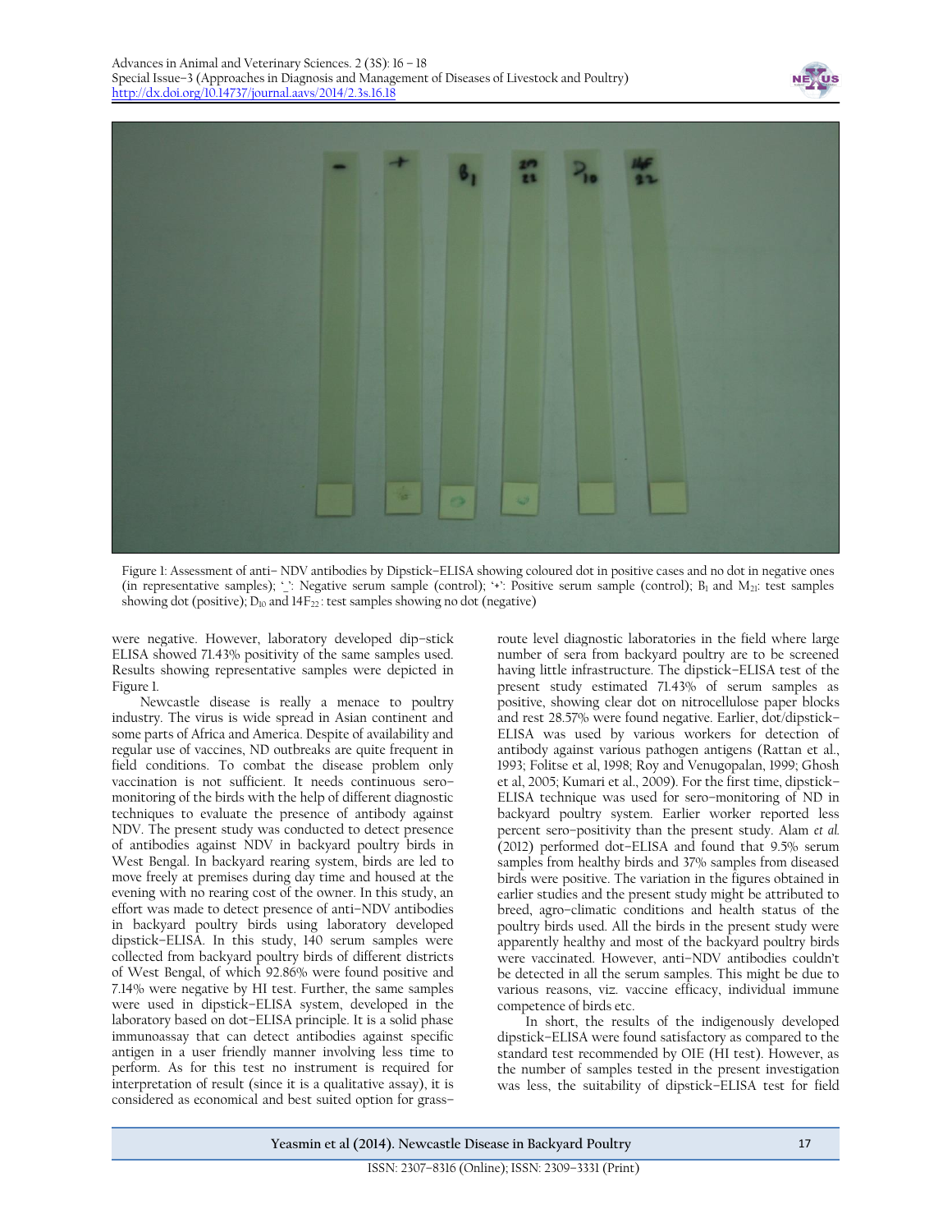Figure 1: Assessment of anti– NDV antibodies by Dipstick–ELISA showing coloured dot in positive cases and no dot in negative ones (in representative samples); '_': Negative serum sample (control); '+': Positive serum sample (control); $B_1$ and $M_{21}$: test samples showing dot (positive); $D_{10}$ and $14F_{22}$ : test samples showing no dot (negative)

were negative. However, laboratory developed dip–stick ELISA showed 71.43% positivity of the same samples used. Results showing representative samples were depicted in Figure 1.

Newcastle disease is really a menace to poultry industry. The virus is wide spread in Asian continent and some parts of Africa and America. Despite of availability and regular use of vaccines, ND outbreaks are quite frequent in field conditions. To combat the disease problem only vaccination is not sufficient. It needs continuous sero–monitoring of the birds with the help of different diagnostic techniques to evaluate the presence of antibody against NDV. The present study was conducted to detect presence of antibodies against NDV in backyard poultry birds in West Bengal. In backyard rearing system, birds are led to move freely at premises during day time and housed at the evening with no rearing cost of the owner. In this study, an effort was made to detect presence of anti–NDV antibodies in backyard poultry birds using laboratory developed dipstick–ELISA. In this study, 140 serum samples were collected from backyard poultry birds of different districts of West Bengal, of which 92.86% were found positive and 7.14% were negative by HI test. Further, the same samples were used in dipstick–ELISA system, developed in the laboratory based on dot–ELISA principle. It is a solid phase immunoassay that can detect antibodies against specific antigen in a user friendly manner involving less time to perform. As for this test no instrument is required for interpretation of result (since it is a qualitative assay), it is considered as economical and best suited option for grass–route level diagnostic laboratories in the field where large number of sera from backyard poultry are to be screened having little infrastructure. The dipstick–ELISA test of the present study estimated 71.43% of serum samples as positive, showing clear dot on nitrocellulose paper blocks and rest 28.57% were found negative. Earlier, dot/dipstick–ELISA was used by various workers for detection of antibody against various pathogen antigens (Rattan et al., 1993; Folitse et al, 1998; Roy and Venugopalan, 1999; Ghosh et al, 2005; Kumari et al., 2009). For the first time, dipstick–ELISA technique was used for sero–monitoring of ND in backyard poultry system. Earlier worker reported less percent sero–positivity than the present study. Alam *et al.* (2012) performed dot–ELISA and found that 9.5% serum samples from healthy birds and 37% samples from diseased birds were positive. The variation in the figures obtained in earlier studies and the present study might be attributed to breed, agro–climatic conditions and health status of the poultry birds used. All the birds in the present study were apparently healthy and most of the backyard poultry birds were vaccinated. However, anti–NDV antibodies couldn't be detected in all the serum samples. This might be due to various reasons, viz. vaccine efficacy, individual immune competence of birds etc.

In short, the results of the indigenously developed dipstick–ELISA were found satisfactory as compared to the standard test recommended by OIE (HI test). However, as the number of samples tested in the present investigation was less, the suitability of dipstick–ELISA test for field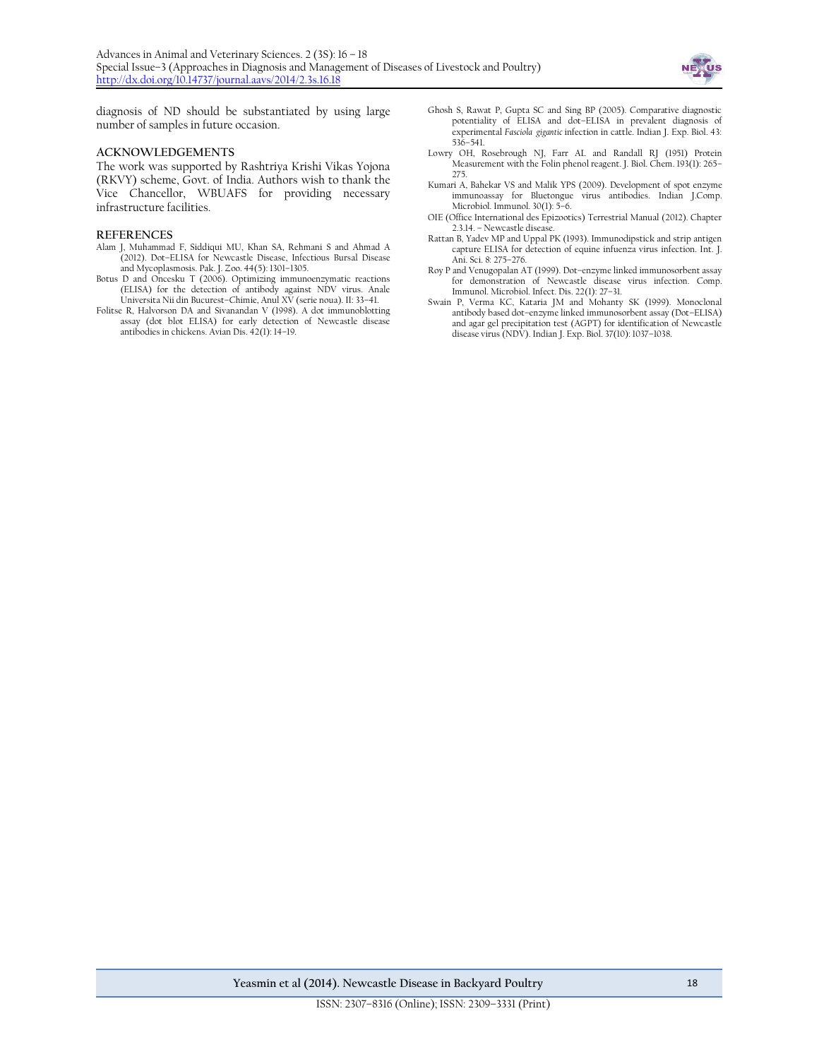diagnosis of ND should be substantiated by using large number of samples in future occasion.

## ACKNOWLEDGEMENTS

The work was supported by Rashtriya Krishi Vikas Yojona (RKVY) scheme, Govt. of India. Authors wish to thank the Vice Chancellor, WBUAFS for providing necessary infrastructure facilities.

## REFERENCES

Alam J, Muhammad F, Siddiqui MU, Khan SA, Rehmani S and Ahmad A (2012). Dot–ELISA for Newcastle Disease, Infectious Bursal Disease and Mycoplasmosis. Pak. J. Zoo. 44(5): 1301–1305.

Botus D and Oncesku T (2006). Optimizing immunoenzymatic reactions (ELISA) for the detection of antibody against NDV virus. Anale Universita Nii din Bucurest–Chimie, Anul XV (serie noua). II: 33–41.

Folitse R, Halvorson DA and Sivanandan V (1998). A dot immunoblotting assay (dot blot ELISA) for early detection of Newcastle disease antibodies in chickens. Avian Dis. 42(1): 14–19.

Ghosh S, Rawat P, Gupta SC and Sing BP (2005). Comparative diagnostic potentiality of ELISA and dot–ELISA in prevalent diagnosis of experimental *Fasciola gigantic* infection in cattle. Indian J. Exp. Biol. 43: 536–541.

Lowry OH, Rosebrough NJ, Farr AL and Randall RJ (1951) Protein Measurement with the Folin phenol reagent. J. Biol. Chem. 193(1): 265–275.

Kumari A, Bahekar VS and Malik YPS (2009). Development of spot enzyme immunoassay for Bluetongue virus antibodies. Indian J.Comp. Microbiol. Immunol. 30(1): 5–6.

OIE (Office International des Epizootics) Terrestrial Manual (2012). Chapter 2.3.14. – Newcastle disease.

Rattan B, Yadev MP and Uppal PK (1993). Immunodipstick and strip antigen capture ELISA for detection of equine infuenza virus infection. Int. J. Ani. Sci. 8: 275–276.

Roy P and Venugopalan AT (1999). Dot–enzyme linked immunosorbent assay for demonstration of Newcastle disease virus infection. Comp. Immunol. Microbiol. Infect. Dis. 22(1): 27–31.

Swain P, Verma KC, Kataria JM and Mohanty SK (1999). Monoclonal antibody based dot–enzyme linked immunosorbent assay (Dot–ELISA) and agar gel precipitation test (AGPT) for identification of Newcastle disease virus (NDV). Indian J. Exp. Biol. 37(10): 1037–1038.